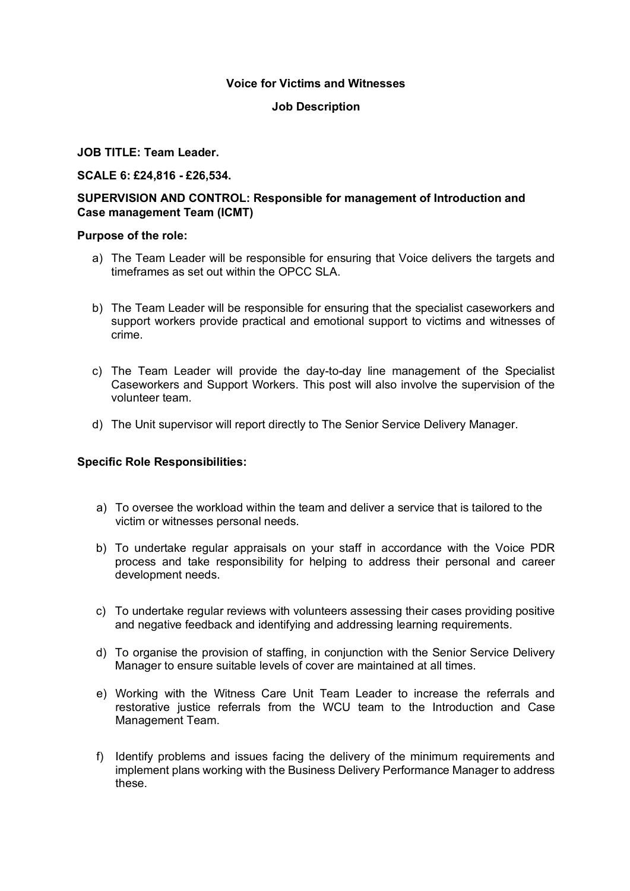**Voice for Victims and Witnesses**

**Job Description**

**JOB TITLE: Team Leader.**

**SCALE 6: £24,816 - £26,534.**

**SUPERVISION AND CONTROL: Responsible for management of Introduction and Case management Team (ICMT)**

**Purpose of the role:**

a) The Team Leader will be responsible for ensuring that Voice delivers the targets and timeframes as set out within the OPCC SLA.

b) The Team Leader will be responsible for ensuring that the specialist caseworkers and support workers provide practical and emotional support to victims and witnesses of crime.

c) The Team Leader will provide the day-to-day line management of the Specialist Caseworkers and Support Workers. This post will also involve the supervision of the volunteer team.

d) The Unit supervisor will report directly to The Senior Service Delivery Manager.

**Specific Role Responsibilities:**

a) To oversee the workload within the team and deliver a service that is tailored to the victim or witnesses personal needs.

b) To undertake regular appraisals on your staff in accordance with the Voice PDR process and take responsibility for helping to address their personal and career development needs.

c) To undertake regular reviews with volunteers assessing their cases providing positive and negative feedback and identifying and addressing learning requirements.

d) To organise the provision of staffing, in conjunction with the Senior Service Delivery Manager to ensure suitable levels of cover are maintained at all times.

e) Working with the Witness Care Unit Team Leader to increase the referrals and restorative justice referrals from the WCU team to the Introduction and Case Management Team.

f) Identify problems and issues facing the delivery of the minimum requirements and implement plans working with the Business Delivery Performance Manager to address these.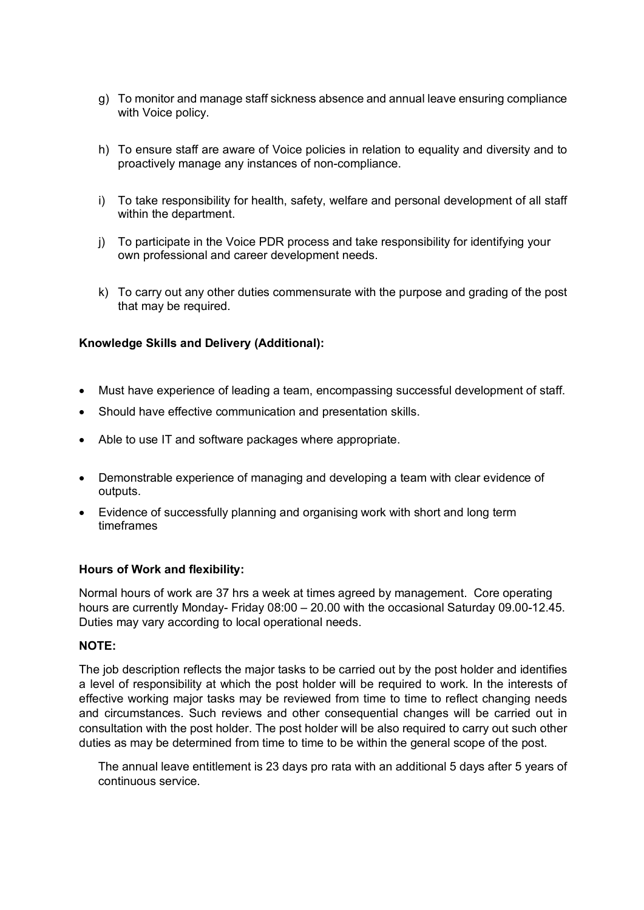g) To monitor and manage staff sickness absence and annual leave ensuring compliance with Voice policy.

h) To ensure staff are aware of Voice policies in relation to equality and diversity and to proactively manage any instances of non-compliance.

i) To take responsibility for health, safety, welfare and personal development of all staff within the department.

j) To participate in the Voice PDR process and take responsibility for identifying your own professional and career development needs.

k) To carry out any other duties commensurate with the purpose and grading of the post that may be required.

**Knowledge Skills and Delivery (Additional):**

- Must have experience of leading a team, encompassing successful development of staff.
- Should have effective communication and presentation skills.
- Able to use IT and software packages where appropriate.
- Demonstrable experience of managing and developing a team with clear evidence of outputs.
- Evidence of successfully planning and organising work with short and long term timeframes

**Hours of Work and flexibility:**

Normal hours of work are 37 hrs a week at times agreed by management. Core operating hours are currently Monday- Friday 08:00 – 20.00 with the occasional Saturday 09.00-12.45. Duties may vary according to local operational needs.

**NOTE:**

The job description reflects the major tasks to be carried out by the post holder and identifies a level of responsibility at which the post holder will be required to work. In the interests of effective working major tasks may be reviewed from time to time to reflect changing needs and circumstances. Such reviews and other consequential changes will be carried out in consultation with the post holder. The post holder will be also required to carry out such other duties as may be determined from time to time to be within the general scope of the post.

The annual leave entitlement is 23 days pro rata with an additional 5 days after 5 years of continuous service.